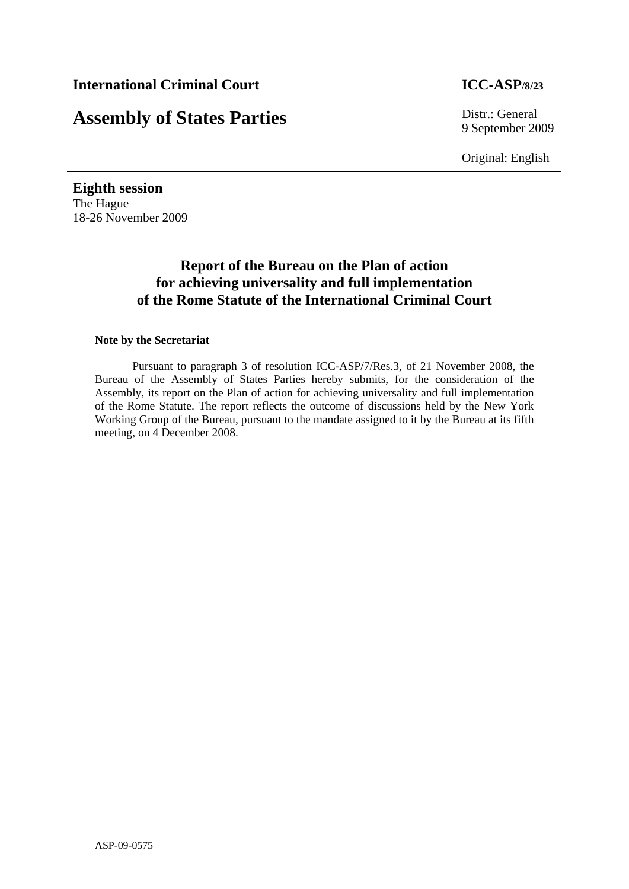**International Criminal Court** **ICC-ASP/8/23**

# Assembly of States Parties

Distr.: General
9 September 2009

Original: English

**Eighth session**
The Hague
18-26 November 2009

## Report of the Bureau on the Plan of action for achieving universality and full implementation of the Rome Statute of the International Criminal Court

**Note by the Secretariat**

Pursuant to paragraph 3 of resolution ICC-ASP/7/Res.3, of 21 November 2008, the Bureau of the Assembly of States Parties hereby submits, for the consideration of the Assembly, its report on the Plan of action for achieving universality and full implementation of the Rome Statute. The report reflects the outcome of discussions held by the New York Working Group of the Bureau, pursuant to the mandate assigned to it by the Bureau at its fifth meeting, on 4 December 2008.

ASP-09-0575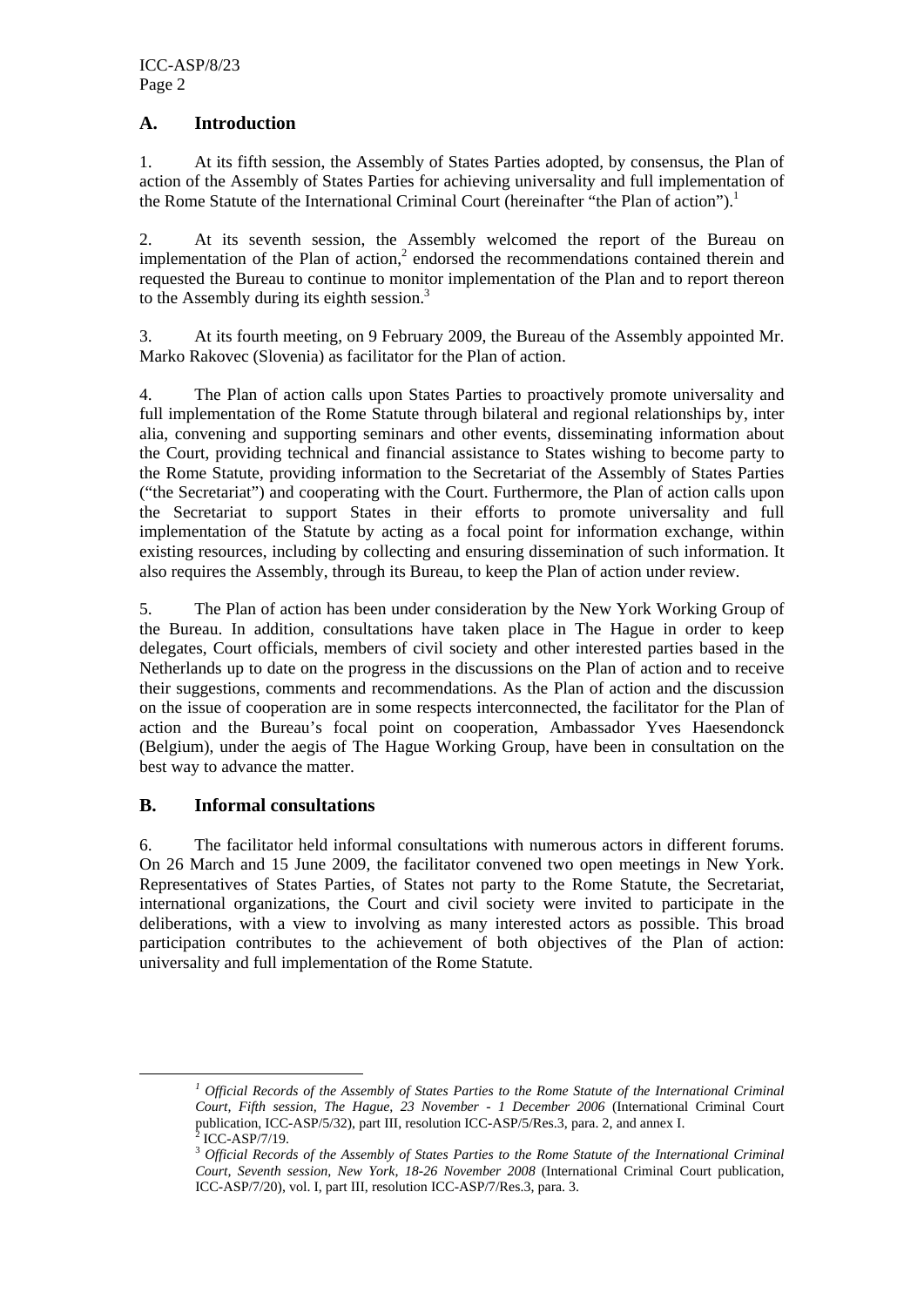## A. Introduction

1. At its fifth session, the Assembly of States Parties adopted, by consensus, the Plan of action of the Assembly of States Parties for achieving universality and full implementation of the Rome Statute of the International Criminal Court (hereinafter "the Plan of action").[1]

2. At its seventh session, the Assembly welcomed the report of the Bureau on implementation of the Plan of action,[2] endorsed the recommendations contained therein and requested the Bureau to continue to monitor implementation of the Plan and to report thereon to the Assembly during its eighth session.[3]

3. At its fourth meeting, on 9 February 2009, the Bureau of the Assembly appointed Mr. Marko Rakovec (Slovenia) as facilitator for the Plan of action.

4. The Plan of action calls upon States Parties to proactively promote universality and full implementation of the Rome Statute through bilateral and regional relationships by, inter alia, convening and supporting seminars and other events, disseminating information about the Court, providing technical and financial assistance to States wishing to become party to the Rome Statute, providing information to the Secretariat of the Assembly of States Parties ("the Secretariat") and cooperating with the Court. Furthermore, the Plan of action calls upon the Secretariat to support States in their efforts to promote universality and full implementation of the Statute by acting as a focal point for information exchange, within existing resources, including by collecting and ensuring dissemination of such information. It also requires the Assembly, through its Bureau, to keep the Plan of action under review.

5. The Plan of action has been under consideration by the New York Working Group of the Bureau. In addition, consultations have taken place in The Hague in order to keep delegates, Court officials, members of civil society and other interested parties based in the Netherlands up to date on the progress in the discussions on the Plan of action and to receive their suggestions, comments and recommendations. As the Plan of action and the discussion on the issue of cooperation are in some respects interconnected, the facilitator for the Plan of action and the Bureau's focal point on cooperation, Ambassador Yves Haesendonck (Belgium), under the aegis of The Hague Working Group, have been in consultation on the best way to advance the matter.

## B. Informal consultations

6. The facilitator held informal consultations with numerous actors in different forums. On 26 March and 15 June 2009, the facilitator convened two open meetings in New York. Representatives of States Parties, of States not party to the Rome Statute, the Secretariat, international organizations, the Court and civil society were invited to participate in the deliberations, with a view to involving as many interested actors as possible. This broad participation contributes to the achievement of both objectives of the Plan of action: universality and full implementation of the Rome Statute.

---

[1] *Official Records of the Assembly of States Parties to the Rome Statute of the International Criminal Court, Fifth session, The Hague, 23 November - 1 December 2006* (International Criminal Court publication, ICC-ASP/5/32), part III, resolution ICC-ASP/5/Res.3, para. 2, and annex I.

[2] ICC-ASP/7/19.

[3] *Official Records of the Assembly of States Parties to the Rome Statute of the International Criminal Court, Seventh session, New York, 18-26 November 2008* (International Criminal Court publication, ICC-ASP/7/20), vol. I, part III, resolution ICC-ASP/7/Res.3, para. 3.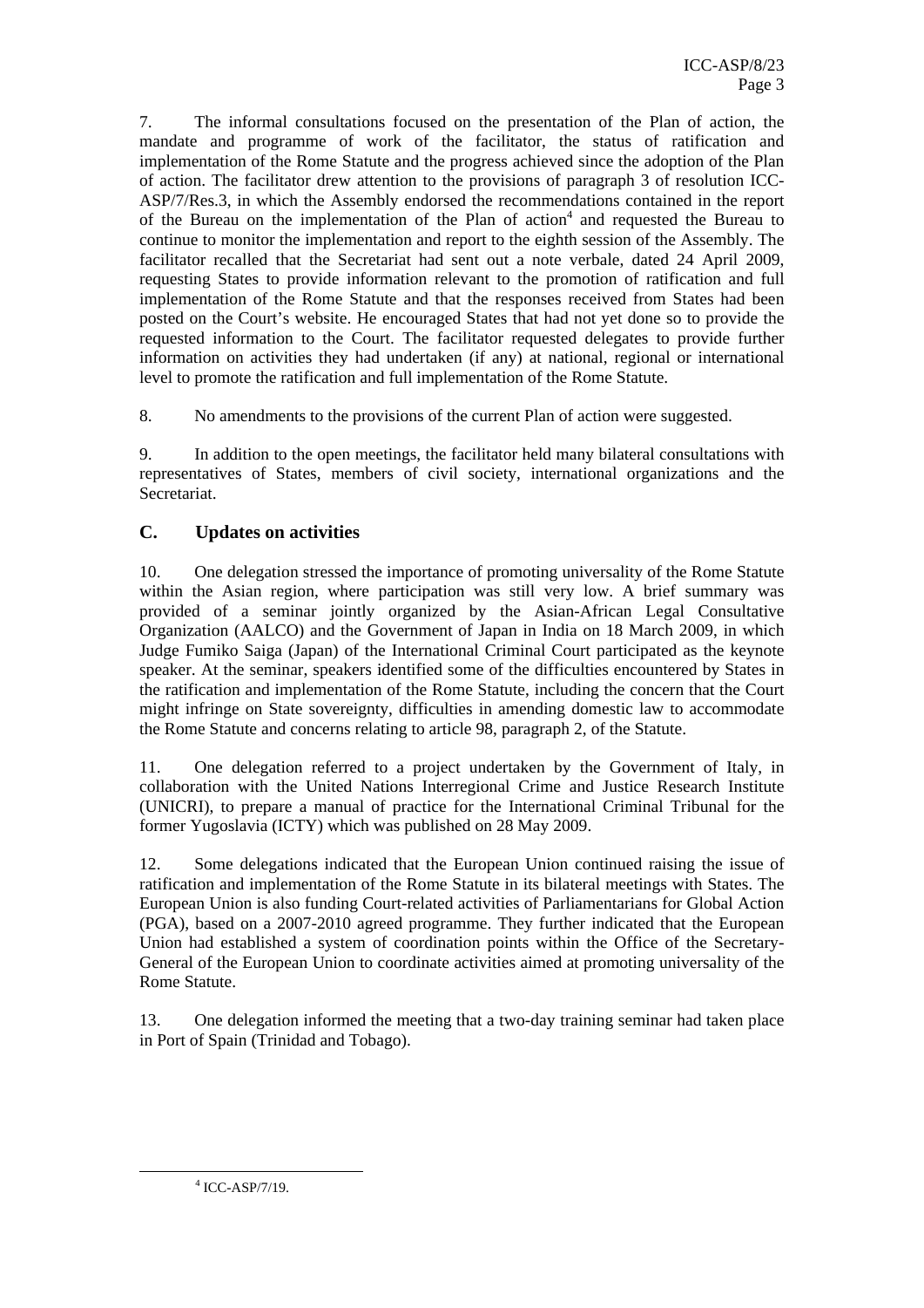7. The informal consultations focused on the presentation of the Plan of action, the mandate and programme of work of the facilitator, the status of ratification and implementation of the Rome Statute and the progress achieved since the adoption of the Plan of action. The facilitator drew attention to the provisions of paragraph 3 of resolution ICC-ASP/7/Res.3, in which the Assembly endorsed the recommendations contained in the report of the Bureau on the implementation of the Plan of action[4] and requested the Bureau to continue to monitor the implementation and report to the eighth session of the Assembly. The facilitator recalled that the Secretariat had sent out a note verbale, dated 24 April 2009, requesting States to provide information relevant to the promotion of ratification and full implementation of the Rome Statute and that the responses received from States had been posted on the Court's website. He encouraged States that had not yet done so to provide the requested information to the Court. The facilitator requested delegates to provide further information on activities they had undertaken (if any) at national, regional or international level to promote the ratification and full implementation of the Rome Statute.

8. No amendments to the provisions of the current Plan of action were suggested.

9. In addition to the open meetings, the facilitator held many bilateral consultations with representatives of States, members of civil society, international organizations and the Secretariat.

## C. Updates on activities

10. One delegation stressed the importance of promoting universality of the Rome Statute within the Asian region, where participation was still very low. A brief summary was provided of a seminar jointly organized by the Asian-African Legal Consultative Organization (AALCO) and the Government of Japan in India on 18 March 2009, in which Judge Fumiko Saiga (Japan) of the International Criminal Court participated as the keynote speaker. At the seminar, speakers identified some of the difficulties encountered by States in the ratification and implementation of the Rome Statute, including the concern that the Court might infringe on State sovereignty, difficulties in amending domestic law to accommodate the Rome Statute and concerns relating to article 98, paragraph 2, of the Statute.

11. One delegation referred to a project undertaken by the Government of Italy, in collaboration with the United Nations Interregional Crime and Justice Research Institute (UNICRI), to prepare a manual of practice for the International Criminal Tribunal for the former Yugoslavia (ICTY) which was published on 28 May 2009.

12. Some delegations indicated that the European Union continued raising the issue of ratification and implementation of the Rome Statute in its bilateral meetings with States. The European Union is also funding Court-related activities of Parliamentarians for Global Action (PGA), based on a 2007-2010 agreed programme. They further indicated that the European Union had established a system of coordination points within the Office of the Secretary-General of the European Union to coordinate activities aimed at promoting universality of the Rome Statute.

13. One delegation informed the meeting that a two-day training seminar had taken place in Port of Spain (Trinidad and Tobago).

[4] ICC-ASP/7/19.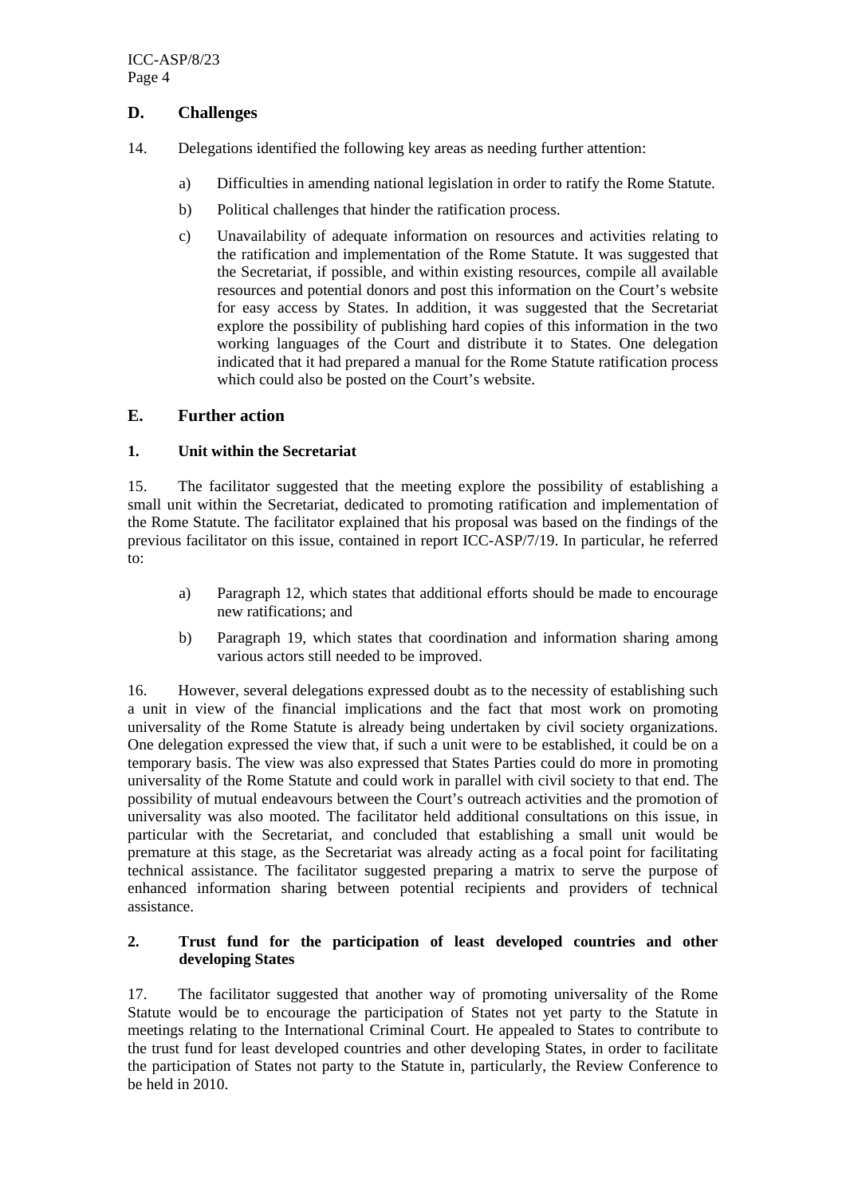## D. Challenges

14. Delegations identified the following key areas as needing further attention:

a) Difficulties in amending national legislation in order to ratify the Rome Statute.

b) Political challenges that hinder the ratification process.

c) Unavailability of adequate information on resources and activities relating to the ratification and implementation of the Rome Statute. It was suggested that the Secretariat, if possible, and within existing resources, compile all available resources and potential donors and post this information on the Court's website for easy access by States. In addition, it was suggested that the Secretariat explore the possibility of publishing hard copies of this information in the two working languages of the Court and distribute it to States. One delegation indicated that it had prepared a manual for the Rome Statute ratification process which could also be posted on the Court's website.

## E. Further action

### 1. Unit within the Secretariat

15. The facilitator suggested that the meeting explore the possibility of establishing a small unit within the Secretariat, dedicated to promoting ratification and implementation of the Rome Statute. The facilitator explained that his proposal was based on the findings of the previous facilitator on this issue, contained in report ICC-ASP/7/19. In particular, he referred to:

a) Paragraph 12, which states that additional efforts should be made to encourage new ratifications; and

b) Paragraph 19, which states that coordination and information sharing among various actors still needed to be improved.

16. However, several delegations expressed doubt as to the necessity of establishing such a unit in view of the financial implications and the fact that most work on promoting universality of the Rome Statute is already being undertaken by civil society organizations. One delegation expressed the view that, if such a unit were to be established, it could be on a temporary basis. The view was also expressed that States Parties could do more in promoting universality of the Rome Statute and could work in parallel with civil society to that end. The possibility of mutual endeavours between the Court's outreach activities and the promotion of universality was also mooted. The facilitator held additional consultations on this issue, in particular with the Secretariat, and concluded that establishing a small unit would be premature at this stage, as the Secretariat was already acting as a focal point for facilitating technical assistance. The facilitator suggested preparing a matrix to serve the purpose of enhanced information sharing between potential recipients and providers of technical assistance.

### 2. Trust fund for the participation of least developed countries and other developing States

17. The facilitator suggested that another way of promoting universality of the Rome Statute would be to encourage the participation of States not yet party to the Statute in meetings relating to the International Criminal Court. He appealed to States to contribute to the trust fund for least developed countries and other developing States, in order to facilitate the participation of States not party to the Statute in, particularly, the Review Conference to be held in 2010.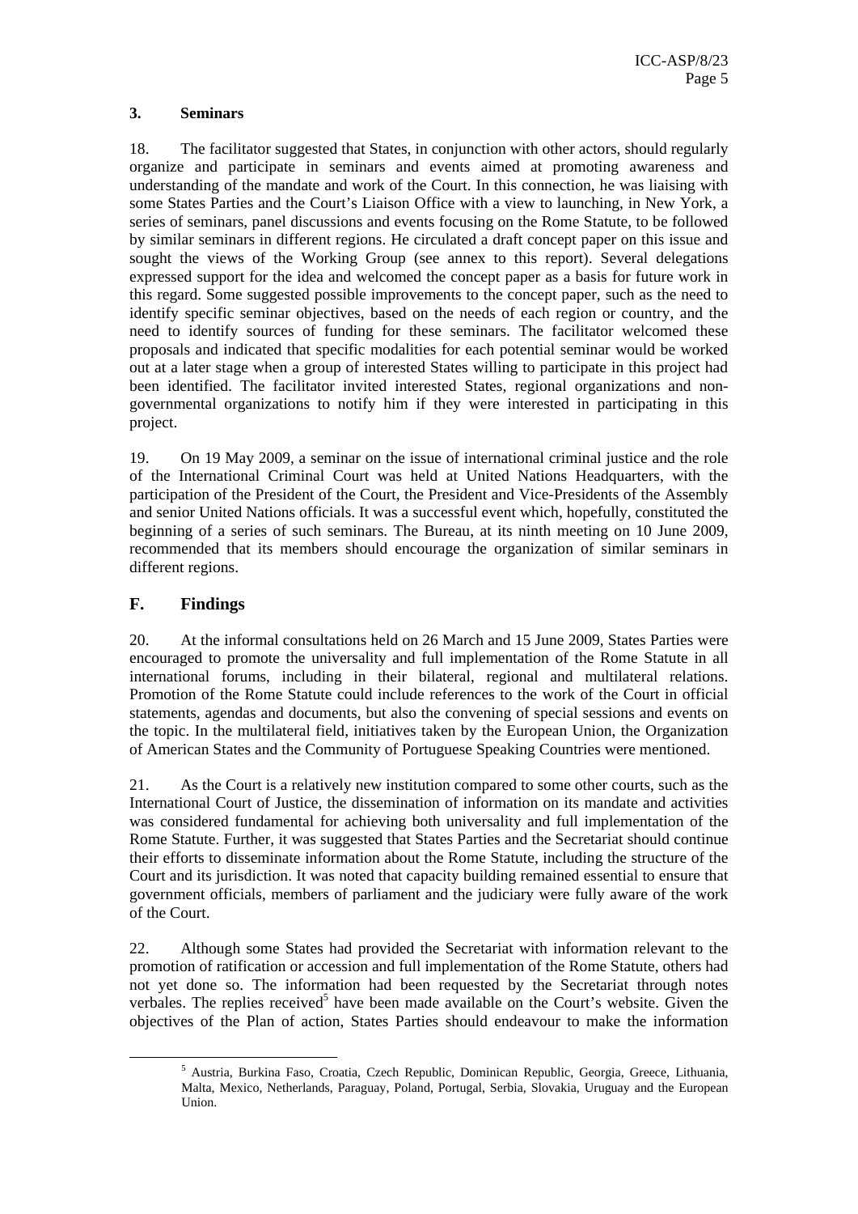### 3. Seminars

18. The facilitator suggested that States, in conjunction with other actors, should regularly organize and participate in seminars and events aimed at promoting awareness and understanding of the mandate and work of the Court. In this connection, he was liaising with some States Parties and the Court's Liaison Office with a view to launching, in New York, a series of seminars, panel discussions and events focusing on the Rome Statute, to be followed by similar seminars in different regions. He circulated a draft concept paper on this issue and sought the views of the Working Group (see annex to this report). Several delegations expressed support for the idea and welcomed the concept paper as a basis for future work in this regard. Some suggested possible improvements to the concept paper, such as the need to identify specific seminar objectives, based on the needs of each region or country, and the need to identify sources of funding for these seminars. The facilitator welcomed these proposals and indicated that specific modalities for each potential seminar would be worked out at a later stage when a group of interested States willing to participate in this project had been identified. The facilitator invited interested States, regional organizations and non-governmental organizations to notify him if they were interested in participating in this project.

19. On 19 May 2009, a seminar on the issue of international criminal justice and the role of the International Criminal Court was held at United Nations Headquarters, with the participation of the President of the Court, the President and Vice-Presidents of the Assembly and senior United Nations officials. It was a successful event which, hopefully, constituted the beginning of a series of such seminars. The Bureau, at its ninth meeting on 10 June 2009, recommended that its members should encourage the organization of similar seminars in different regions.

## F. Findings

20. At the informal consultations held on 26 March and 15 June 2009, States Parties were encouraged to promote the universality and full implementation of the Rome Statute in all international forums, including in their bilateral, regional and multilateral relations. Promotion of the Rome Statute could include references to the work of the Court in official statements, agendas and documents, but also the convening of special sessions and events on the topic. In the multilateral field, initiatives taken by the European Union, the Organization of American States and the Community of Portuguese Speaking Countries were mentioned.

21. As the Court is a relatively new institution compared to some other courts, such as the International Court of Justice, the dissemination of information on its mandate and activities was considered fundamental for achieving both universality and full implementation of the Rome Statute. Further, it was suggested that States Parties and the Secretariat should continue their efforts to disseminate information about the Rome Statute, including the structure of the Court and its jurisdiction. It was noted that capacity building remained essential to ensure that government officials, members of parliament and the judiciary were fully aware of the work of the Court.

22. Although some States had provided the Secretariat with information relevant to the promotion of ratification or accession and full implementation of the Rome Statute, others had not yet done so. The information had been requested by the Secretariat through notes verbales. The replies received[5] have been made available on the Court's website. Given the objectives of the Plan of action, States Parties should endeavour to make the information

[5] Austria, Burkina Faso, Croatia, Czech Republic, Dominican Republic, Georgia, Greece, Lithuania, Malta, Mexico, Netherlands, Paraguay, Poland, Portugal, Serbia, Slovakia, Uruguay and the European Union.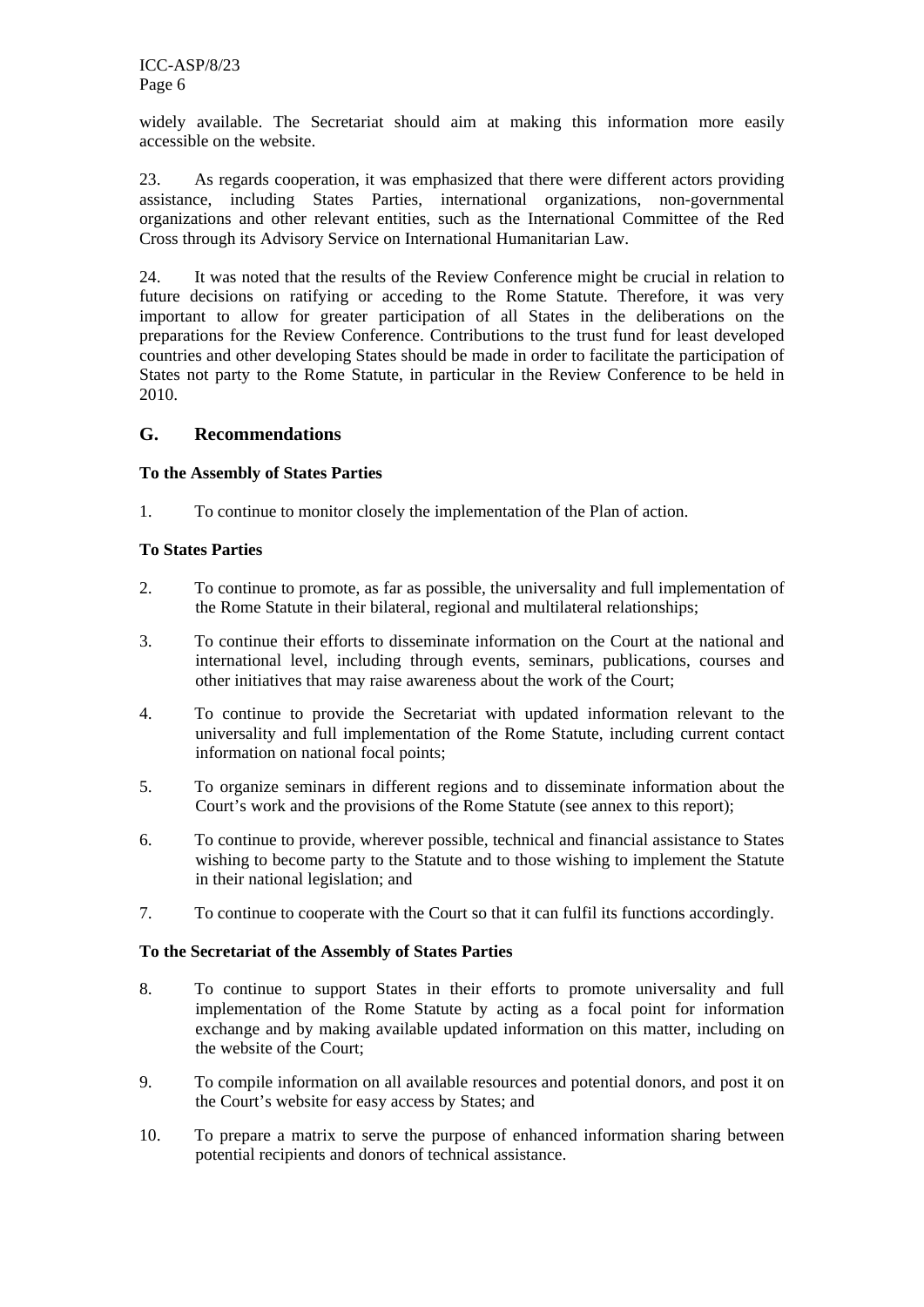widely available. The Secretariat should aim at making this information more easily accessible on the website.

23. As regards cooperation, it was emphasized that there were different actors providing assistance, including States Parties, international organizations, non-governmental organizations and other relevant entities, such as the International Committee of the Red Cross through its Advisory Service on International Humanitarian Law.

24. It was noted that the results of the Review Conference might be crucial in relation to future decisions on ratifying or acceding to the Rome Statute. Therefore, it was very important to allow for greater participation of all States in the deliberations on the preparations for the Review Conference. Contributions to the trust fund for least developed countries and other developing States should be made in order to facilitate the participation of States not party to the Rome Statute, in particular in the Review Conference to be held in 2010.

## G. Recommendations

**To the Assembly of States Parties**

1. To continue to monitor closely the implementation of the Plan of action.

**To States Parties**

2. To continue to promote, as far as possible, the universality and full implementation of the Rome Statute in their bilateral, regional and multilateral relationships;

3. To continue their efforts to disseminate information on the Court at the national and international level, including through events, seminars, publications, courses and other initiatives that may raise awareness about the work of the Court;

4. To continue to provide the Secretariat with updated information relevant to the universality and full implementation of the Rome Statute, including current contact information on national focal points;

5. To organize seminars in different regions and to disseminate information about the Court's work and the provisions of the Rome Statute (see annex to this report);

6. To continue to provide, wherever possible, technical and financial assistance to States wishing to become party to the Statute and to those wishing to implement the Statute in their national legislation; and

7. To continue to cooperate with the Court so that it can fulfil its functions accordingly.

**To the Secretariat of the Assembly of States Parties**

8. To continue to support States in their efforts to promote universality and full implementation of the Rome Statute by acting as a focal point for information exchange and by making available updated information on this matter, including on the website of the Court;

9. To compile information on all available resources and potential donors, and post it on the Court's website for easy access by States; and

10. To prepare a matrix to serve the purpose of enhanced information sharing between potential recipients and donors of technical assistance.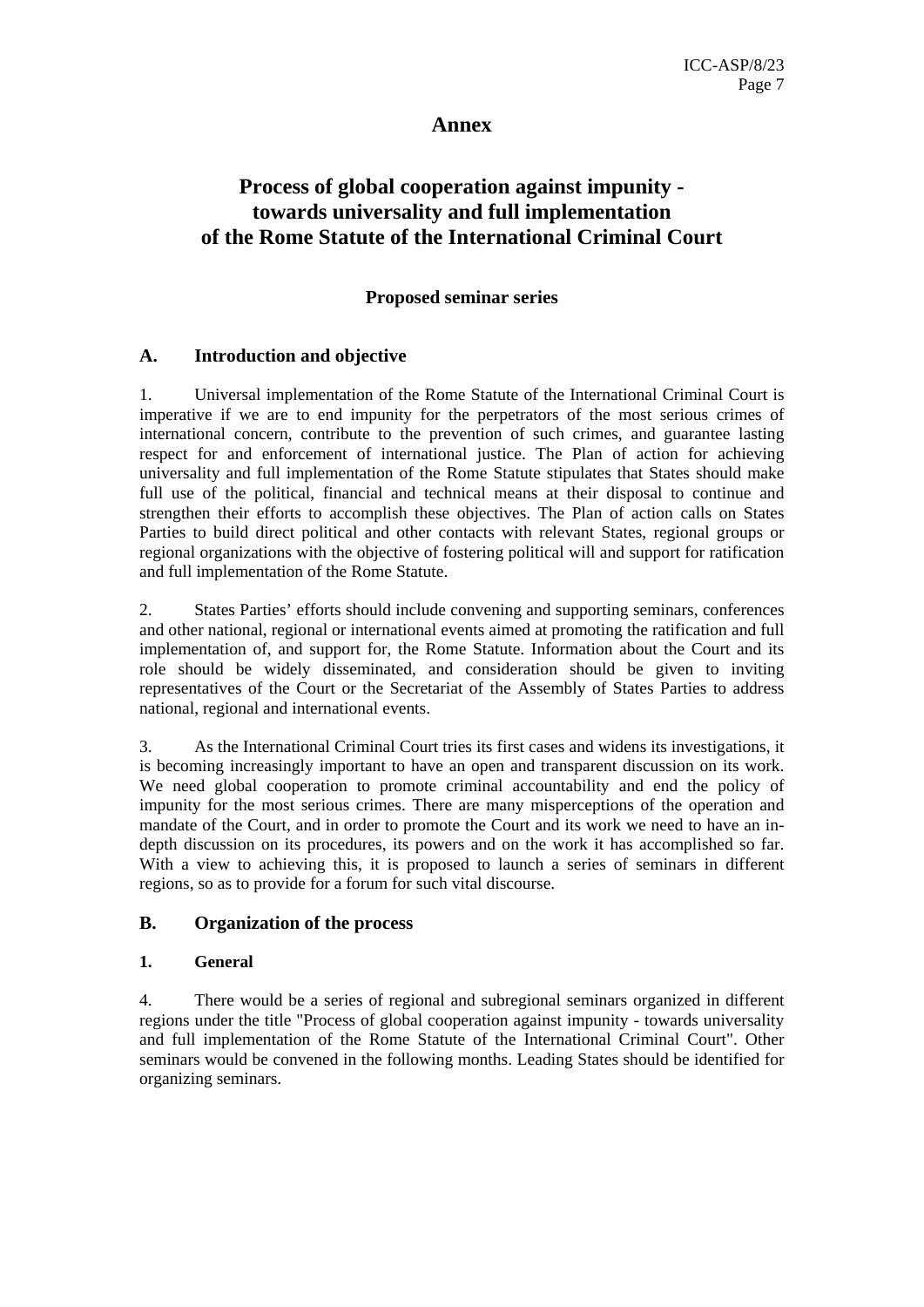# Annex

## Process of global cooperation against impunity - towards universality and full implementation of the Rome Statute of the International Criminal Court

### Proposed seminar series

### A. Introduction and objective

1. Universal implementation of the Rome Statute of the International Criminal Court is imperative if we are to end impunity for the perpetrators of the most serious crimes of international concern, contribute to the prevention of such crimes, and guarantee lasting respect for and enforcement of international justice. The Plan of action for achieving universality and full implementation of the Rome Statute stipulates that States should make full use of the political, financial and technical means at their disposal to continue and strengthen their efforts to accomplish these objectives. The Plan of action calls on States Parties to build direct political and other contacts with relevant States, regional groups or regional organizations with the objective of fostering political will and support for ratification and full implementation of the Rome Statute.

2. States Parties' efforts should include convening and supporting seminars, conferences and other national, regional or international events aimed at promoting the ratification and full implementation of, and support for, the Rome Statute. Information about the Court and its role should be widely disseminated, and consideration should be given to inviting representatives of the Court or the Secretariat of the Assembly of States Parties to address national, regional and international events.

3. As the International Criminal Court tries its first cases and widens its investigations, it is becoming increasingly important to have an open and transparent discussion on its work. We need global cooperation to promote criminal accountability and end the policy of impunity for the most serious crimes. There are many misperceptions of the operation and mandate of the Court, and in order to promote the Court and its work we need to have an in-depth discussion on its procedures, its powers and on the work it has accomplished so far. With a view to achieving this, it is proposed to launch a series of seminars in different regions, so as to provide for a forum for such vital discourse.

### B. Organization of the process

#### 1. General

4. There would be a series of regional and subregional seminars organized in different regions under the title "Process of global cooperation against impunity - towards universality and full implementation of the Rome Statute of the International Criminal Court". Other seminars would be convened in the following months. Leading States should be identified for organizing seminars.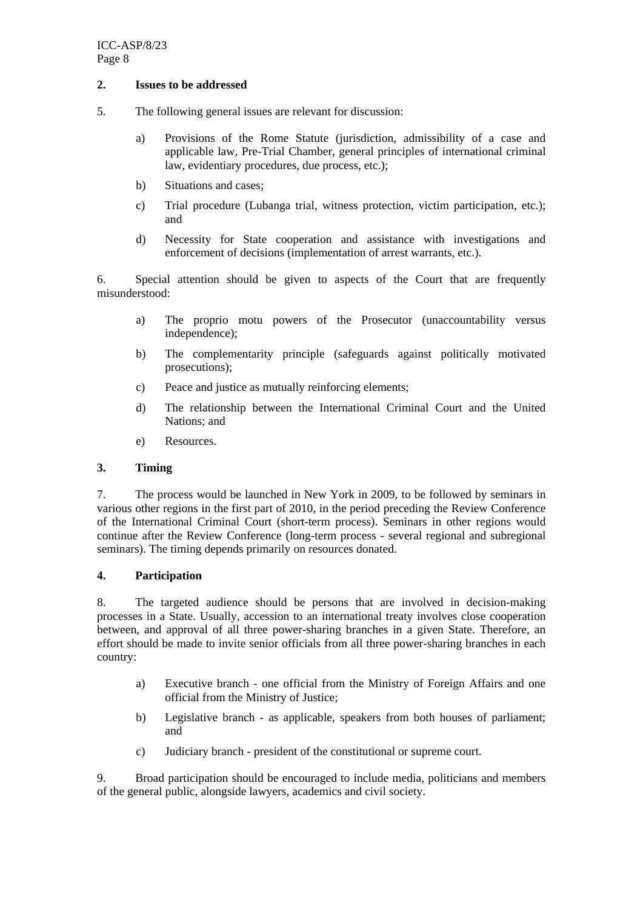## 2. Issues to be addressed

5. The following general issues are relevant for discussion:

   a) Provisions of the Rome Statute (jurisdiction, admissibility of a case and applicable law, Pre-Trial Chamber, general principles of international criminal law, evidentiary procedures, due process, etc.);

   b) Situations and cases;

   c) Trial procedure (Lubanga trial, witness protection, victim participation, etc.); and

   d) Necessity for State cooperation and assistance with investigations and enforcement of decisions (implementation of arrest warrants, etc.).

6. Special attention should be given to aspects of the Court that are frequently misunderstood:

   a) The proprio motu powers of the Prosecutor (unaccountability versus independence);

   b) The complementarity principle (safeguards against politically motivated prosecutions);

   c) Peace and justice as mutually reinforcing elements;

   d) The relationship between the International Criminal Court and the United Nations; and

   e) Resources.

## 3. Timing

7. The process would be launched in New York in 2009, to be followed by seminars in various other regions in the first part of 2010, in the period preceding the Review Conference of the International Criminal Court (short-term process). Seminars in other regions would continue after the Review Conference (long-term process - several regional and subregional seminars). The timing depends primarily on resources donated.

## 4. Participation

8. The targeted audience should be persons that are involved in decision-making processes in a State. Usually, accession to an international treaty involves close cooperation between, and approval of all three power-sharing branches in a given State. Therefore, an effort should be made to invite senior officials from all three power-sharing branches in each country:

   a) Executive branch - one official from the Ministry of Foreign Affairs and one official from the Ministry of Justice;

   b) Legislative branch - as applicable, speakers from both houses of parliament; and

   c) Judiciary branch - president of the constitutional or supreme court.

9. Broad participation should be encouraged to include media, politicians and members of the general public, alongside lawyers, academics and civil society.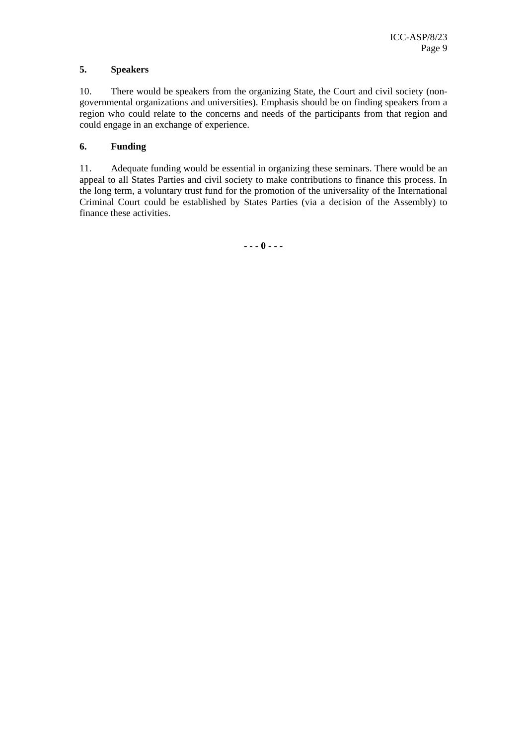## 5. Speakers

10. There would be speakers from the organizing State, the Court and civil society (non-governmental organizations and universities). Emphasis should be on finding speakers from a region who could relate to the concerns and needs of the participants from that region and could engage in an exchange of experience.

## 6. Funding

11. Adequate funding would be essential in organizing these seminars. There would be an appeal to all States Parties and civil society to make contributions to finance this process. In the long term, a voluntary trust fund for the promotion of the universality of the International Criminal Court could be established by States Parties (via a decision of the Assembly) to finance these activities.

**- - - 0 - - -**